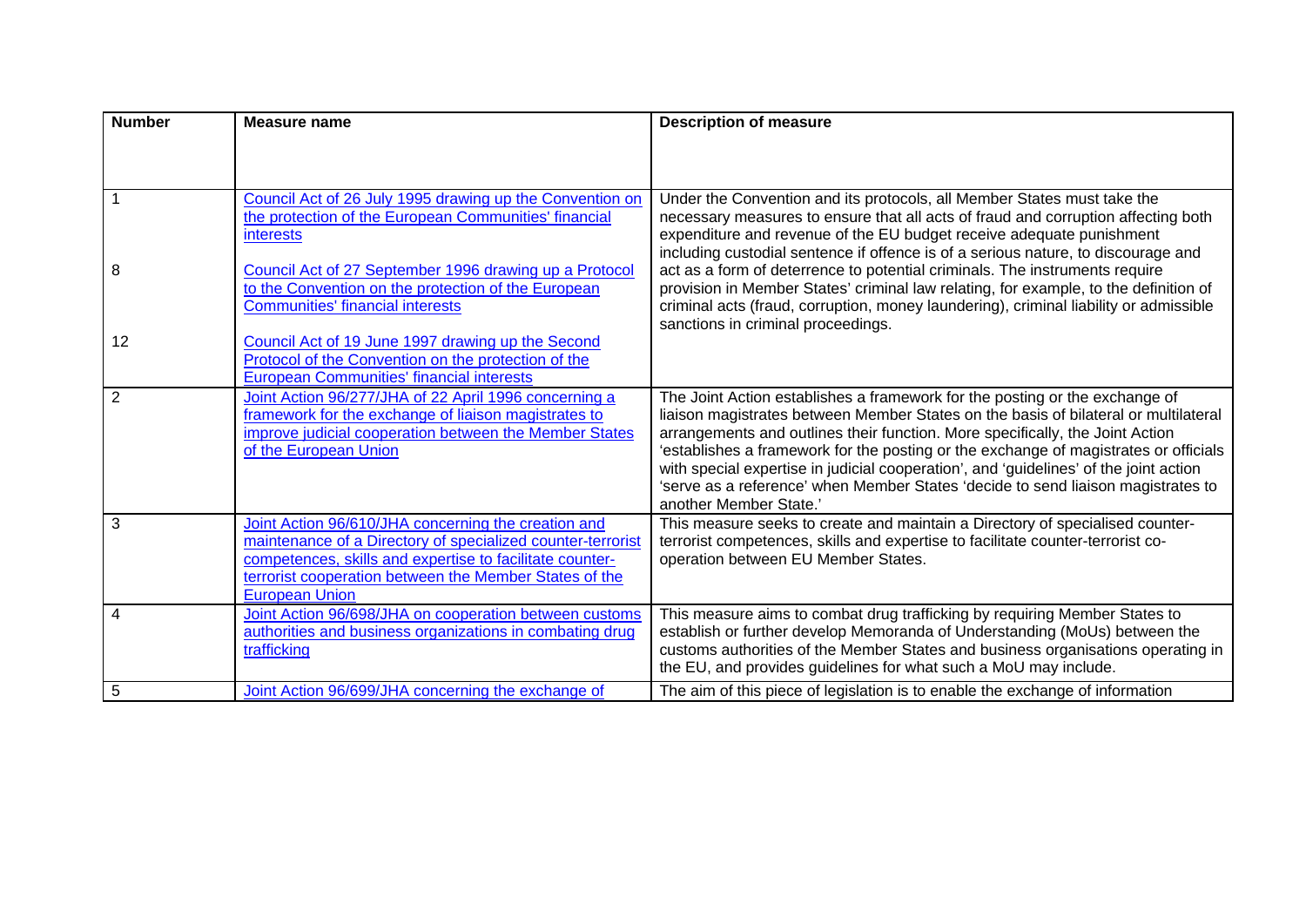| Number | Measure name | Description of measure |
|---|---|---|
| 1<br><br>8<br><br>12 | Council Act of 26 July 1995 drawing up the Convention on the protection of the European Communities' financial interests<br><br>Council Act of 27 September 1996 drawing up a Protocol to the Convention on the protection of the European Communities' financial interests<br><br>Council Act of 19 June 1997 drawing up the Second Protocol of the Convention on the protection of the European Communities' financial interests | Under the Convention and its protocols, all Member States must take the necessary measures to ensure that all acts of fraud and corruption affecting both expenditure and revenue of the EU budget receive adequate punishment including custodial sentence if offence is of a serious nature, to discourage and act as a form of deterrence to potential criminals. The instruments require provision in Member States' criminal law relating, for example, to the definition of criminal acts (fraud, corruption, money laundering), criminal liability or admissible sanctions in criminal proceedings. |
| 2 | Joint Action 96/277/JHA of 22 April 1996 concerning a framework for the exchange of liaison magistrates to improve judicial cooperation between the Member States of the European Union | The Joint Action establishes a framework for the posting or the exchange of liaison magistrates between Member States on the basis of bilateral or multilateral arrangements and outlines their function. More specifically, the Joint Action 'establishes a framework for the posting or the exchange of magistrates or officials with special expertise in judicial cooperation', and 'guidelines' of the joint action 'serve as a reference' when Member States 'decide to send liaison magistrates to another Member State.' |
| 3 | Joint Action 96/610/JHA concerning the creation and maintenance of a Directory of specialized counter-terrorist competences, skills and expertise to facilitate counter-terrorist cooperation between the Member States of the European Union | This measure seeks to create and maintain a Directory of specialised counter-terrorist competences, skills and expertise to facilitate counter-terrorist co-operation between EU Member States. |
| 4 | Joint Action 96/698/JHA on cooperation between customs authorities and business organizations in combating drug trafficking | This measure aims to combat drug trafficking by requiring Member States to establish or further develop Memoranda of Understanding (MoUs) between the customs authorities of the Member States and business organisations operating in the EU, and provides guidelines for what such a MoU may include. |
| 5 | Joint Action 96/699/JHA concerning the exchange of | The aim of this piece of legislation is to enable the exchange of information |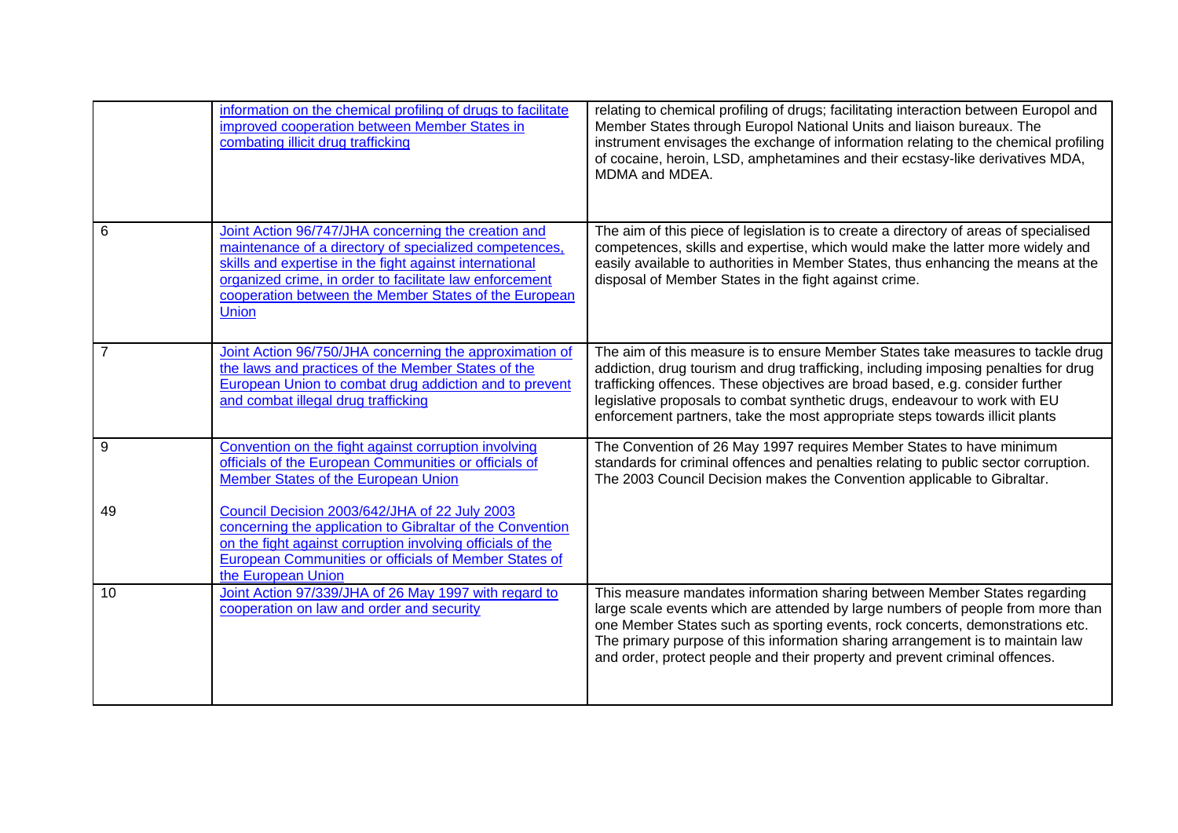| | | |
|---|---|---|
| | information on the chemical profiling of drugs to facilitate improved cooperation between Member States in combating illicit drug trafficking | relating to chemical profiling of drugs; facilitating interaction between Europol and Member States through Europol National Units and liaison bureaux. The instrument envisages the exchange of information relating to the chemical profiling of cocaine, heroin, LSD, amphetamines and their ecstasy-like derivatives MDA, MDMA and MDEA. |
| 6 | Joint Action 96/747/JHA concerning the creation and maintenance of a directory of specialized competences, skills and expertise in the fight against international organized crime, in order to facilitate law enforcement cooperation between the Member States of the European Union | The aim of this piece of legislation is to create a directory of areas of specialised competences, skills and expertise, which would make the latter more widely and easily available to authorities in Member States, thus enhancing the means at the disposal of Member States in the fight against crime. |
| 7 | Joint Action 96/750/JHA concerning the approximation of the laws and practices of the Member States of the European Union to combat drug addiction and to prevent and combat illegal drug trafficking | The aim of this measure is to ensure Member States take measures to tackle drug addiction, drug tourism and drug trafficking, including imposing penalties for drug trafficking offences. These objectives are broad based, e.g. consider further legislative proposals to combat synthetic drugs, endeavour to work with EU enforcement partners, take the most appropriate steps towards illicit plants |
| 9<br><br>49 | Convention on the fight against corruption involving officials of the European Communities or officials of Member States of the European Union<br><br>Council Decision 2003/642/JHA of 22 July 2003 concerning the application to Gibraltar of the Convention on the fight against corruption involving officials of the European Communities or officials of Member States of the European Union | The Convention of 26 May 1997 requires Member States to have minimum standards for criminal offences and penalties relating to public sector corruption. The 2003 Council Decision makes the Convention applicable to Gibraltar. |
| 10 | Joint Action 97/339/JHA of 26 May 1997 with regard to cooperation on law and order and security | This measure mandates information sharing between Member States regarding large scale events which are attended by large numbers of people from more than one Member States such as sporting events, rock concerts, demonstrations etc. The primary purpose of this information sharing arrangement is to maintain law and order, protect people and their property and prevent criminal offences. |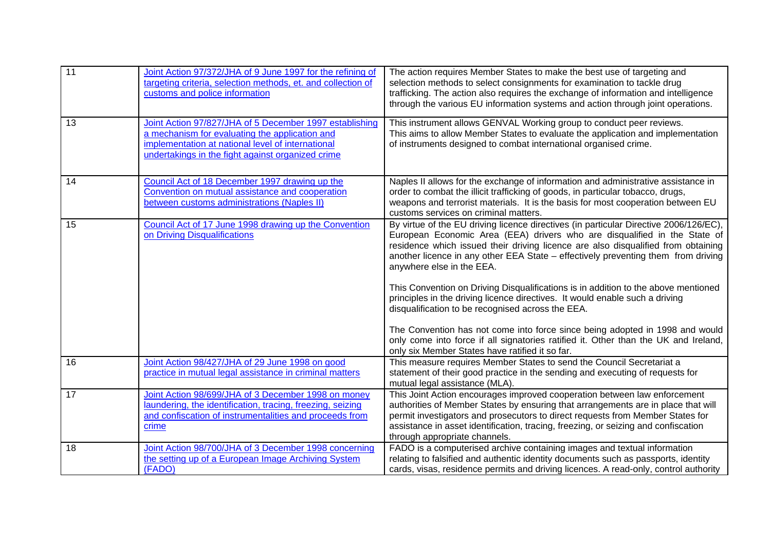| | | |
|---|---|---|
| 11 | Joint Action 97/372/JHA of 9 June 1997 for the refining of targeting criteria, selection methods, et. and collection of customs and police information | The action requires Member States to make the best use of targeting and selection methods to select consignments for examination to tackle drug trafficking. The action also requires the exchange of information and intelligence through the various EU information systems and action through joint operations. |
| 13 | Joint Action 97/827/JHA of 5 December 1997 establishing a mechanism for evaluating the application and implementation at national level of international undertakings in the fight against organized crime | This instrument allows GENVAL Working group to conduct peer reviews. This aims to allow Member States to evaluate the application and implementation of instruments designed to combat international organised crime. |
| 14 | Council Act of 18 December 1997 drawing up the Convention on mutual assistance and cooperation between customs administrations (Naples II) | Naples II allows for the exchange of information and administrative assistance in order to combat the illicit trafficking of goods, in particular tobacco, drugs, weapons and terrorist materials. It is the basis for most cooperation between EU customs services on criminal matters. |
| 15 | Council Act of 17 June 1998 drawing up the Convention on Driving Disqualifications | By virtue of the EU driving licence directives (in particular Directive 2006/126/EC), European Economic Area (EEA) drivers who are disqualified in the State of residence which issued their driving licence are also disqualified from obtaining another licence in any other EEA State – effectively preventing them from driving anywhere else in the EEA.<br><br>This Convention on Driving Disqualifications is in addition to the above mentioned principles in the driving licence directives. It would enable such a driving disqualification to be recognised across the EEA.<br><br>The Convention has not come into force since being adopted in 1998 and would only come into force if all signatories ratified it. Other than the UK and Ireland, only six Member States have ratified it so far. |
| 16 | Joint Action 98/427/JHA of 29 June 1998 on good practice in mutual legal assistance in criminal matters | This measure requires Member States to send the Council Secretariat a statement of their good practice in the sending and executing of requests for mutual legal assistance (MLA). |
| 17 | Joint Action 98/699/JHA of 3 December 1998 on money laundering, the identification, tracing, freezing, seizing and confiscation of instrumentalities and proceeds from crime | This Joint Action encourages improved cooperation between law enforcement authorities of Member States by ensuring that arrangements are in place that will permit investigators and prosecutors to direct requests from Member States for assistance in asset identification, tracing, freezing, or seizing and confiscation through appropriate channels. |
| 18 | Joint Action 98/700/JHA of 3 December 1998 concerning the setting up of a European Image Archiving System (FADO) | FADO is a computerised archive containing images and textual information relating to falsified and authentic identity documents such as passports, identity cards, visas, residence permits and driving licences. A read-only, control authority |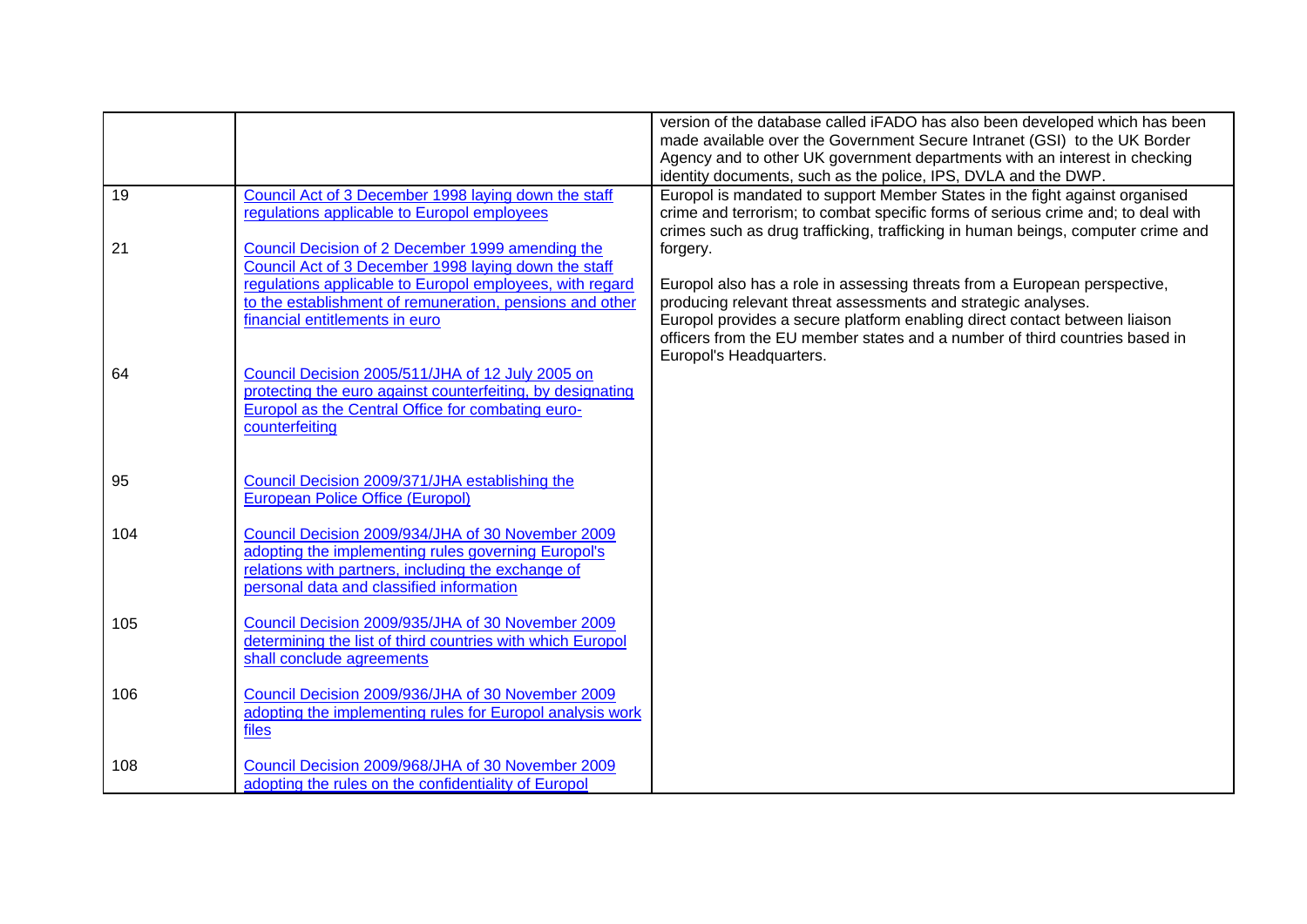| | | |
|---|---|---|
| | | version of the database called iFADO has also been developed which has been made available over the Government Secure Intranet (GSI) to the UK Border Agency and to other UK government departments with an interest in checking identity documents, such as the police, IPS, DVLA and the DWP. |
| 19<br><br>21<br><br>64<br><br>95<br><br>104<br><br>105<br><br>106<br><br>108 | Council Act of 3 December 1998 laying down the staff regulations applicable to Europol employees<br><br>Council Decision of 2 December 1999 amending the Council Act of 3 December 1998 laying down the staff regulations applicable to Europol employees, with regard to the establishment of remuneration, pensions and other financial entitlements in euro<br><br>Council Decision 2005/511/JHA of 12 July 2005 on protecting the euro against counterfeiting, by designating Europol as the Central Office for combating euro-counterfeiting<br><br>Council Decision 2009/371/JHA establishing the European Police Office (Europol)<br><br>Council Decision 2009/934/JHA of 30 November 2009 adopting the implementing rules governing Europol's relations with partners, including the exchange of personal data and classified information<br><br>Council Decision 2009/935/JHA of 30 November 2009 determining the list of third countries with which Europol shall conclude agreements<br><br>Council Decision 2009/936/JHA of 30 November 2009 adopting the implementing rules for Europol analysis work files<br><br>Council Decision 2009/968/JHA of 30 November 2009 adopting the rules on the confidentiality of Europol | Europol is mandated to support Member States in the fight against organised crime and terrorism; to combat specific forms of serious crime and; to deal with crimes such as drug trafficking, trafficking in human beings, computer crime and forgery.<br><br>Europol also has a role in assessing threats from a European perspective, producing relevant threat assessments and strategic analyses.<br>Europol provides a secure platform enabling direct contact between liaison officers from the EU member states and a number of third countries based in Europol's Headquarters. |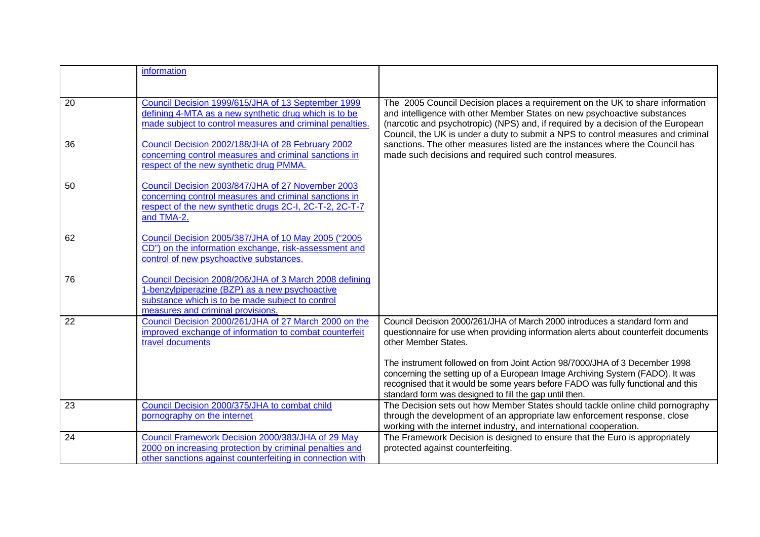| | | |
|---|---|---|
| | information | |
| 20<br><br>36<br><br>50<br><br>62<br><br>76 | Council Decision 1999/615/JHA of 13 September 1999 defining 4-MTA as a new synthetic drug which is to be made subject to control measures and criminal penalties.<br><br>Council Decision 2002/188/JHA of 28 February 2002 concerning control measures and criminal sanctions in respect of the new synthetic drug PMMA.<br><br>Council Decision 2003/847/JHA of 27 November 2003 concerning control measures and criminal sanctions in respect of the new synthetic drugs 2C-I, 2C-T-2, 2C-T-7 and TMA-2.<br><br>Council Decision 2005/387/JHA of 10 May 2005 ("2005 CD") on the information exchange, risk-assessment and control of new psychoactive substances.<br><br>Council Decision 2008/206/JHA of 3 March 2008 defining 1-benzylpiperazine (BZP) as a new psychoactive substance which is to be made subject to control measures and criminal provisions. | The 2005 Council Decision places a requirement on the UK to share information and intelligence with other Member States on new psychoactive substances (narcotic and psychotropic) (NPS) and, if required by a decision of the European Council, the UK is under a duty to submit a NPS to control measures and criminal sanctions. The other measures listed are the instances where the Council has made such decisions and required such control measures. |
| 22 | Council Decision 2000/261/JHA of 27 March 2000 on the improved exchange of information to combat counterfeit travel documents | Council Decision 2000/261/JHA of March 2000 introduces a standard form and questionnaire for use when providing information alerts about counterfeit documents other Member States.<br><br>The instrument followed on from Joint Action 98/7000/JHA of 3 December 1998 concerning the setting up of a European Image Archiving System (FADO). It was recognised that it would be some years before FADO was fully functional and this standard form was designed to fill the gap until then. |
| 23 | Council Decision 2000/375/JHA to combat child pornography on the internet | The Decision sets out how Member States should tackle online child pornography through the development of an appropriate law enforcement response, close working with the internet industry, and international cooperation. |
| 24 | Council Framework Decision 2000/383/JHA of 29 May 2000 on increasing protection by criminal penalties and other sanctions against counterfeiting in connection with | The Framework Decision is designed to ensure that the Euro is appropriately protected against counterfeiting. |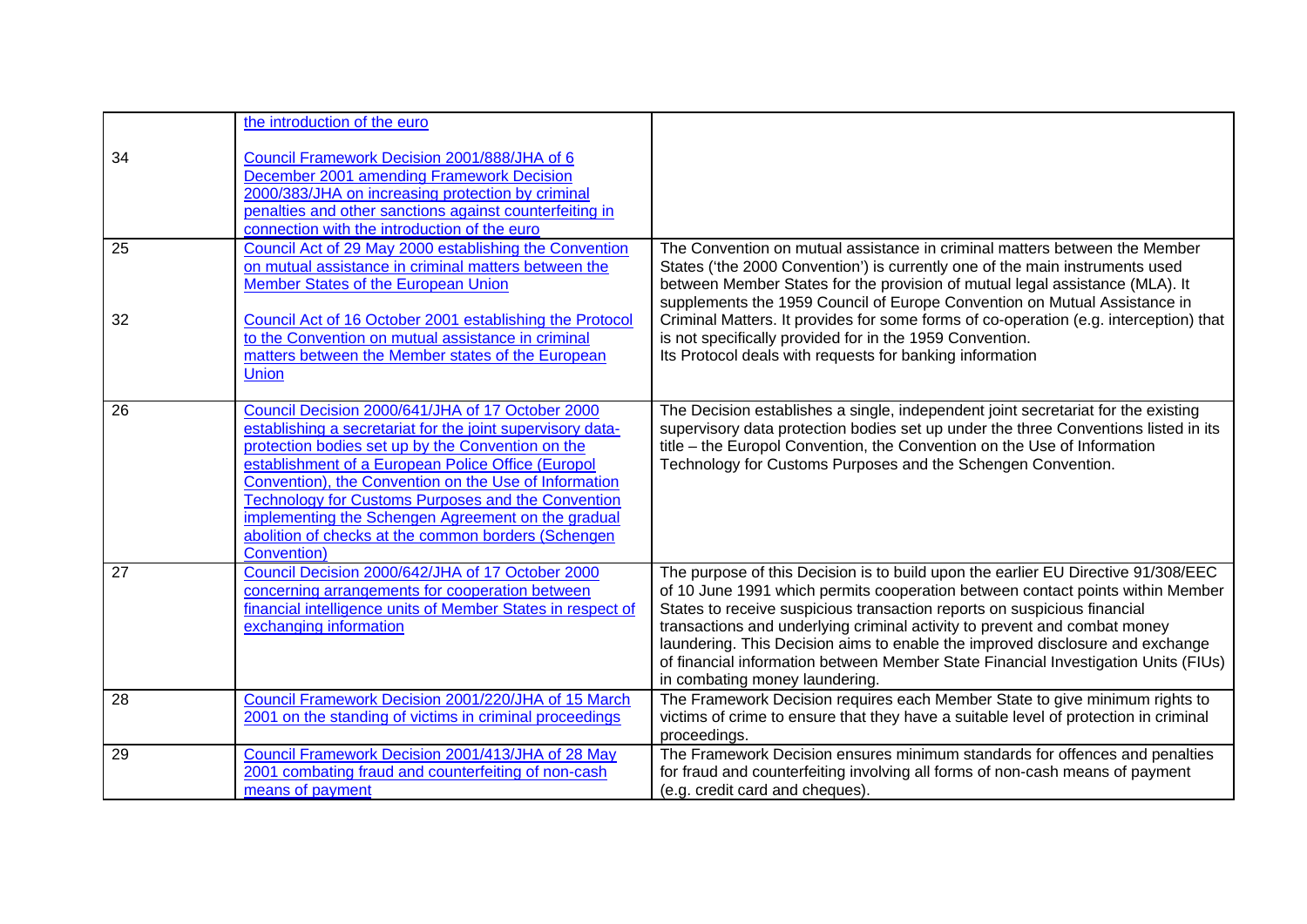| | | |
|---|---|---|
| | the introduction of the euro | |
| 34 | Council Framework Decision 2001/888/JHA of 6 December 2001 amending Framework Decision 2000/383/JHA on increasing protection by criminal penalties and other sanctions against counterfeiting in connection with the introduction of the euro | |
| 25<br><br>32 | Council Act of 29 May 2000 establishing the Convention on mutual assistance in criminal matters between the Member States of the European Union<br><br>Council Act of 16 October 2001 establishing the Protocol to the Convention on mutual assistance in criminal matters between the Member states of the European Union | The Convention on mutual assistance in criminal matters between the Member States ('the 2000 Convention') is currently one of the main instruments used between Member States for the provision of mutual legal assistance (MLA). It supplements the 1959 Council of Europe Convention on Mutual Assistance in Criminal Matters. It provides for some forms of co-operation (e.g. interception) that is not specifically provided for in the 1959 Convention.<br>Its Protocol deals with requests for banking information |
| 26 | Council Decision 2000/641/JHA of 17 October 2000 establishing a secretariat for the joint supervisory data-protection bodies set up by the Convention on the establishment of a European Police Office (Europol Convention), the Convention on the Use of Information Technology for Customs Purposes and the Convention implementing the Schengen Agreement on the gradual abolition of checks at the common borders (Schengen Convention) | The Decision establishes a single, independent joint secretariat for the existing supervisory data protection bodies set up under the three Conventions listed in its title – the Europol Convention, the Convention on the Use of Information Technology for Customs Purposes and the Schengen Convention. |
| 27 | Council Decision 2000/642/JHA of 17 October 2000 concerning arrangements for cooperation between financial intelligence units of Member States in respect of exchanging information | The purpose of this Decision is to build upon the earlier EU Directive 91/308/EEC of 10 June 1991 which permits cooperation between contact points within Member States to receive suspicious transaction reports on suspicious financial transactions and underlying criminal activity to prevent and combat money laundering. This Decision aims to enable the improved disclosure and exchange of financial information between Member State Financial Investigation Units (FIUs) in combating money laundering. |
| 28 | Council Framework Decision 2001/220/JHA of 15 March 2001 on the standing of victims in criminal proceedings | The Framework Decision requires each Member State to give minimum rights to victims of crime to ensure that they have a suitable level of protection in criminal proceedings. |
| 29 | Council Framework Decision 2001/413/JHA of 28 May 2001 combating fraud and counterfeiting of non-cash means of payment | The Framework Decision ensures minimum standards for offences and penalties for fraud and counterfeiting involving all forms of non-cash means of payment (e.g. credit card and cheques). |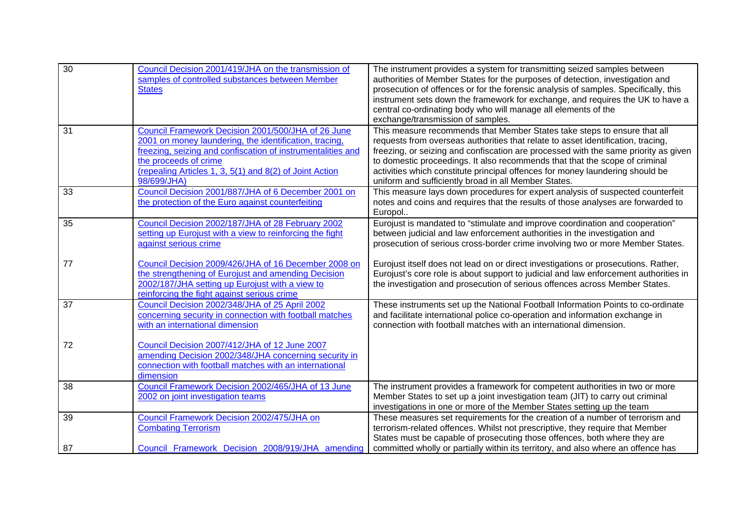| | | |
|---|---|---|
| 30 | Council Decision 2001/419/JHA on the transmission of samples of controlled substances between Member States | The instrument provides a system for transmitting seized samples between authorities of Member States for the purposes of detection, investigation and prosecution of offences or for the forensic analysis of samples. Specifically, this instrument sets down the framework for exchange, and requires the UK to have a central co-ordinating body who will manage all elements of the exchange/transmission of samples. |
| 31 | Council Framework Decision 2001/500/JHA of 26 June 2001 on money laundering, the identification, tracing, freezing, seizing and confiscation of instrumentalities and the proceeds of crime (repealing Articles 1, 3, 5(1) and 8(2) of Joint Action 98/699/JHA) | This measure recommends that Member States take steps to ensure that all requests from overseas authorities that relate to asset identification, tracing, freezing, or seizing and confiscation are processed with the same priority as given to domestic proceedings. It also recommends that that the scope of criminal activities which constitute principal offences for money laundering should be uniform and sufficiently broad in all Member States. |
| 33 | Council Decision 2001/887/JHA of 6 December 2001 on the protection of the Euro against counterfeiting | This measure lays down procedures for expert analysis of suspected counterfeit notes and coins and requires that the results of those analyses are forwarded to Europol.. |
| 35<br><br>77 | Council Decision 2002/187/JHA of 28 February 2002 setting up Eurojust with a view to reinforcing the fight against serious crime<br><br>Council Decision 2009/426/JHA of 16 December 2008 on the strengthening of Eurojust and amending Decision 2002/187/JHA setting up Eurojust with a view to reinforcing the fight against serious crime | Eurojust is mandated to "stimulate and improve coordination and cooperation" between judicial and law enforcement authorities in the investigation and prosecution of serious cross-border crime involving two or more Member States.<br><br>Eurojust itself does not lead on or direct investigations or prosecutions. Rather, Eurojust's core role is about support to judicial and law enforcement authorities in the investigation and prosecution of serious offences across Member States. |
| 37<br><br>72 | Council Decision 2002/348/JHA of 25 April 2002 concerning security in connection with football matches with an international dimension<br><br>Council Decision 2007/412/JHA of 12 June 2007 amending Decision 2002/348/JHA concerning security in connection with football matches with an international dimension | These instruments set up the National Football Information Points to co-ordinate and facilitate international police co-operation and information exchange in connection with football matches with an international dimension. |
| 38 | Council Framework Decision 2002/465/JHA of 13 June 2002 on joint investigation teams | The instrument provides a framework for competent authorities in two or more Member States to set up a joint investigation team (JIT) to carry out criminal investigations in one or more of the Member States setting up the team |
| 39<br><br>87 | Council Framework Decision 2002/475/JHA on Combating Terrorism<br><br>Council Framework Decision 2008/919/JHA amending | These measures set requirements for the creation of a number of terrorism and terrorism-related offences. Whilst not prescriptive, they require that Member States must be capable of prosecuting those offences, both where they are committed wholly or partially within its territory, and also where an offence has |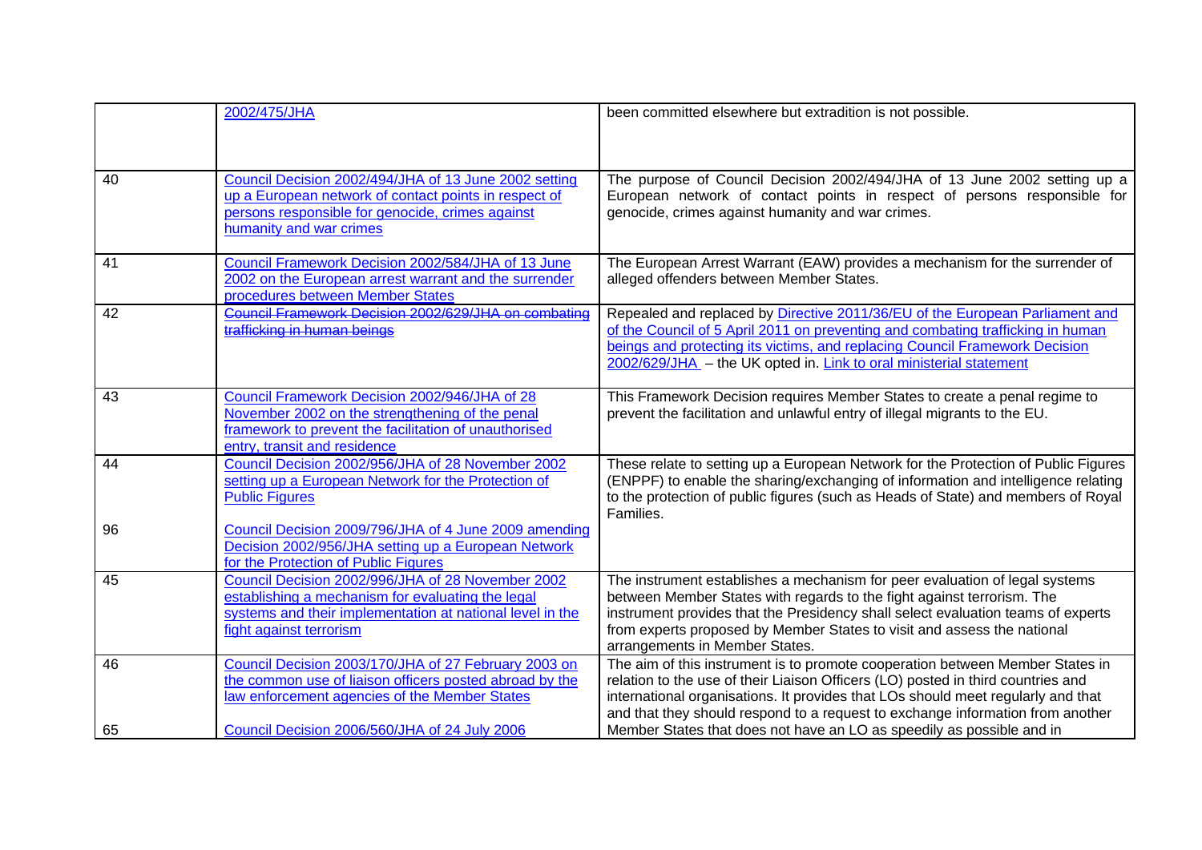| | | |
|---|---|---|
| | 2002/475/JHA | been committed elsewhere but extradition is not possible. |
| 40 | Council Decision 2002/494/JHA of 13 June 2002 setting up a European network of contact points in respect of persons responsible for genocide, crimes against humanity and war crimes | The purpose of Council Decision 2002/494/JHA of 13 June 2002 setting up a European network of contact points in respect of persons responsible for genocide, crimes against humanity and war crimes. |
| 41 | Council Framework Decision 2002/584/JHA of 13 June 2002 on the European arrest warrant and the surrender procedures between Member States | The European Arrest Warrant (EAW) provides a mechanism for the surrender of alleged offenders between Member States. |
| 42 | ~~Council Framework Decision 2002/629/JHA on combating trafficking in human beings~~ | Repealed and replaced by Directive 2011/36/EU of the European Parliament and of the Council of 5 April 2011 on preventing and combating trafficking in human beings and protecting its victims, and replacing Council Framework Decision 2002/629/JHA – the UK opted in. Link to oral ministerial statement |
| 43 | Council Framework Decision 2002/946/JHA of 28 November 2002 on the strengthening of the penal framework to prevent the facilitation of unauthorised entry, transit and residence | This Framework Decision requires Member States to create a penal regime to prevent the facilitation and unlawful entry of illegal migrants to the EU. |
| 44<br><br>96 | Council Decision 2002/956/JHA of 28 November 2002 setting up a European Network for the Protection of Public Figures<br><br>Council Decision 2009/796/JHA of 4 June 2009 amending Decision 2002/956/JHA setting up a European Network for the Protection of Public Figures | These relate to setting up a European Network for the Protection of Public Figures (ENPPF) to enable the sharing/exchanging of information and intelligence relating to the protection of public figures (such as Heads of State) and members of Royal Families. |
| 45 | Council Decision 2002/996/JHA of 28 November 2002 establishing a mechanism for evaluating the legal systems and their implementation at national level in the fight against terrorism | The instrument establishes a mechanism for peer evaluation of legal systems between Member States with regards to the fight against terrorism. The instrument provides that the Presidency shall select evaluation teams of experts from experts proposed by Member States to visit and assess the national arrangements in Member States. |
| 46<br><br>65 | Council Decision 2003/170/JHA of 27 February 2003 on the common use of liaison officers posted abroad by the law enforcement agencies of the Member States<br><br>Council Decision 2006/560/JHA of 24 July 2006 | The aim of this instrument is to promote cooperation between Member States in relation to the use of their Liaison Officers (LO) posted in third countries and international organisations. It provides that LOs should meet regularly and that and that they should respond to a request to exchange information from another Member States that does not have an LO as speedily as possible and in |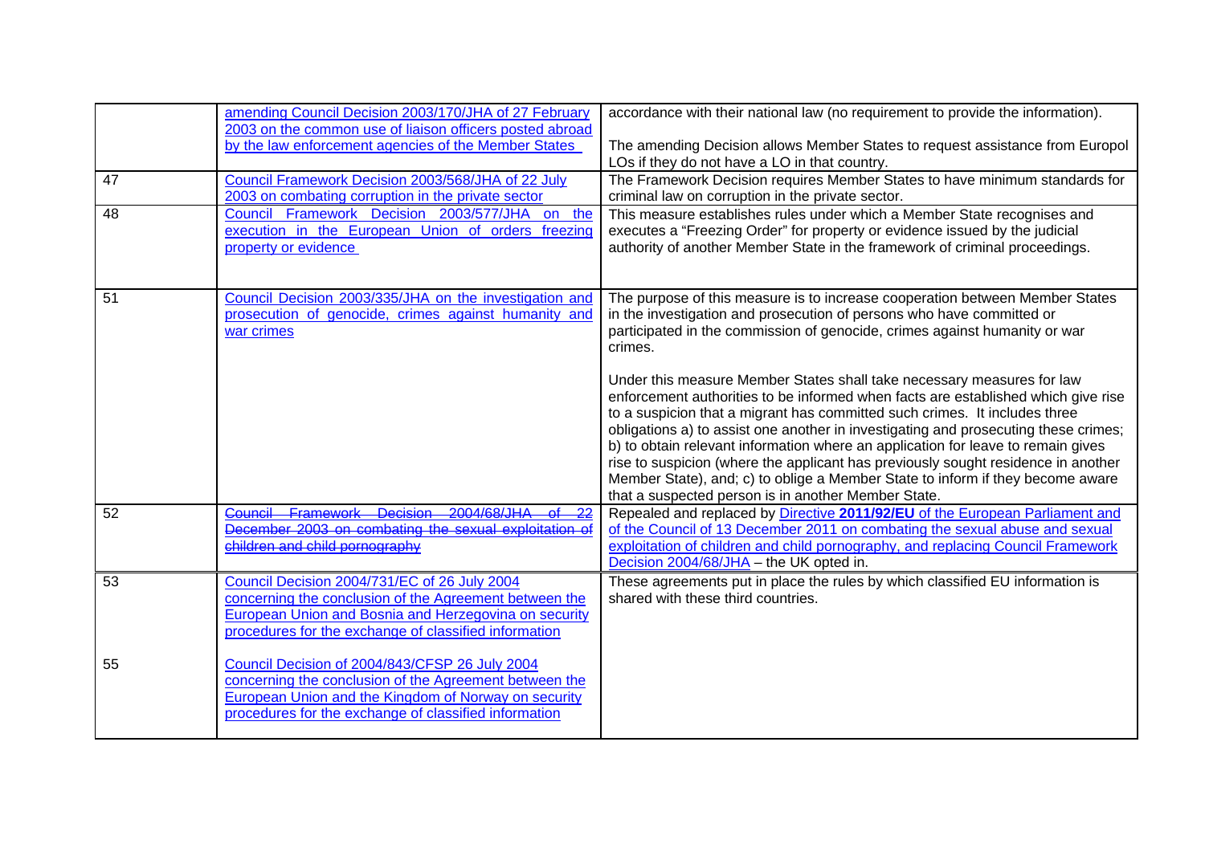| | | |
|---|---|---|
| | amending Council Decision 2003/170/JHA of 27 February 2003 on the common use of liaison officers posted abroad by the law enforcement agencies of the Member States | accordance with their national law (no requirement to provide the information).<br><br>The amending Decision allows Member States to request assistance from Europol LOs if they do not have a LO in that country. |
| 47 | Council Framework Decision 2003/568/JHA of 22 July 2003 on combating corruption in the private sector | The Framework Decision requires Member States to have minimum standards for criminal law on corruption in the private sector. |
| 48 | Council Framework Decision 2003/577/JHA on the execution in the European Union of orders freezing property or evidence | This measure establishes rules under which a Member State recognises and executes a "Freezing Order" for property or evidence issued by the judicial authority of another Member State in the framework of criminal proceedings. |
| 51 | Council Decision 2003/335/JHA on the investigation and prosecution of genocide, crimes against humanity and war crimes | The purpose of this measure is to increase cooperation between Member States in the investigation and prosecution of persons who have committed or participated in the commission of genocide, crimes against humanity or war crimes.<br><br>Under this measure Member States shall take necessary measures for law enforcement authorities to be informed when facts are established which give rise to a suspicion that a migrant has committed such crimes. It includes three obligations a) to assist one another in investigating and prosecuting these crimes; b) to obtain relevant information where an application for leave to remain gives rise to suspicion (where the applicant has previously sought residence in another Member State), and; c) to oblige a Member State to inform if they become aware that a suspected person is in another Member State. |
| 52 | ~~Council Framework Decision 2004/68/JHA of 22 December 2003 on combating the sexual exploitation of children and child pornography~~ | Repealed and replaced by Directive **2011/92/EU** of the European Parliament and of the Council of 13 December 2011 on combating the sexual abuse and sexual exploitation of children and child pornography, and replacing Council Framework Decision 2004/68/JHA – the UK opted in. |
| 53<br><br>55 | Council Decision 2004/731/EC of 26 July 2004 concerning the conclusion of the Agreement between the European Union and Bosnia and Herzegovina on security procedures for the exchange of classified information<br><br>Council Decision of 2004/843/CFSP 26 July 2004 concerning the conclusion of the Agreement between the European Union and the Kingdom of Norway on security procedures for the exchange of classified information | These agreements put in place the rules by which classified EU information is shared with these third countries. |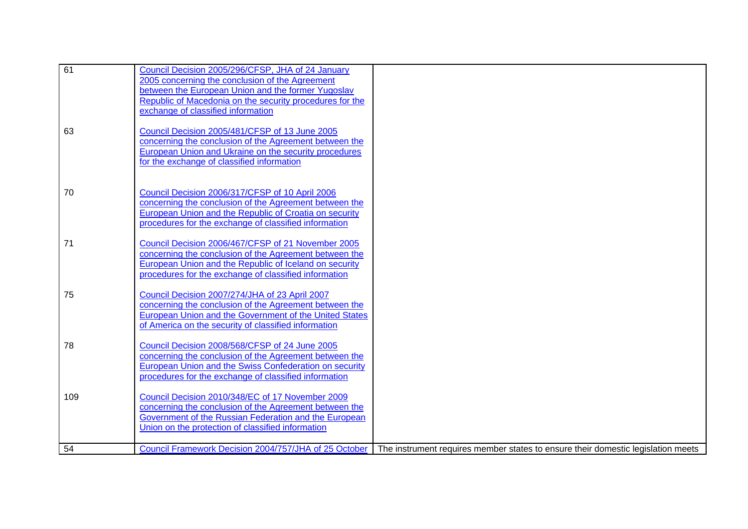| | | |
|---|---|---|
| 61 | Council Decision 2005/296/CFSP, JHA of 24 January 2005 concerning the conclusion of the Agreement between the European Union and the former Yugoslav Republic of Macedonia on the security procedures for the exchange of classified information | |
| 63 | Council Decision 2005/481/CFSP of 13 June 2005 concerning the conclusion of the Agreement between the European Union and Ukraine on the security procedures for the exchange of classified information | |
| 70 | Council Decision 2006/317/CFSP of 10 April 2006 concerning the conclusion of the Agreement between the European Union and the Republic of Croatia on security procedures for the exchange of classified information | |
| 71 | Council Decision 2006/467/CFSP of 21 November 2005 concerning the conclusion of the Agreement between the European Union and the Republic of Iceland on security procedures for the exchange of classified information | |
| 75 | Council Decision 2007/274/JHA of 23 April 2007 concerning the conclusion of the Agreement between the European Union and the Government of the United States of America on the security of classified information | |
| 78 | Council Decision 2008/568/CFSP of 24 June 2005 concerning the conclusion of the Agreement between the European Union and the Swiss Confederation on security procedures for the exchange of classified information | |
| 109 | Council Decision 2010/348/EC of 17 November 2009 concerning the conclusion of the Agreement between the Government of the Russian Federation and the European Union on the protection of classified information | |
| 54 | Council Framework Decision 2004/757/JHA of 25 October | The instrument requires member states to ensure their domestic legislation meets |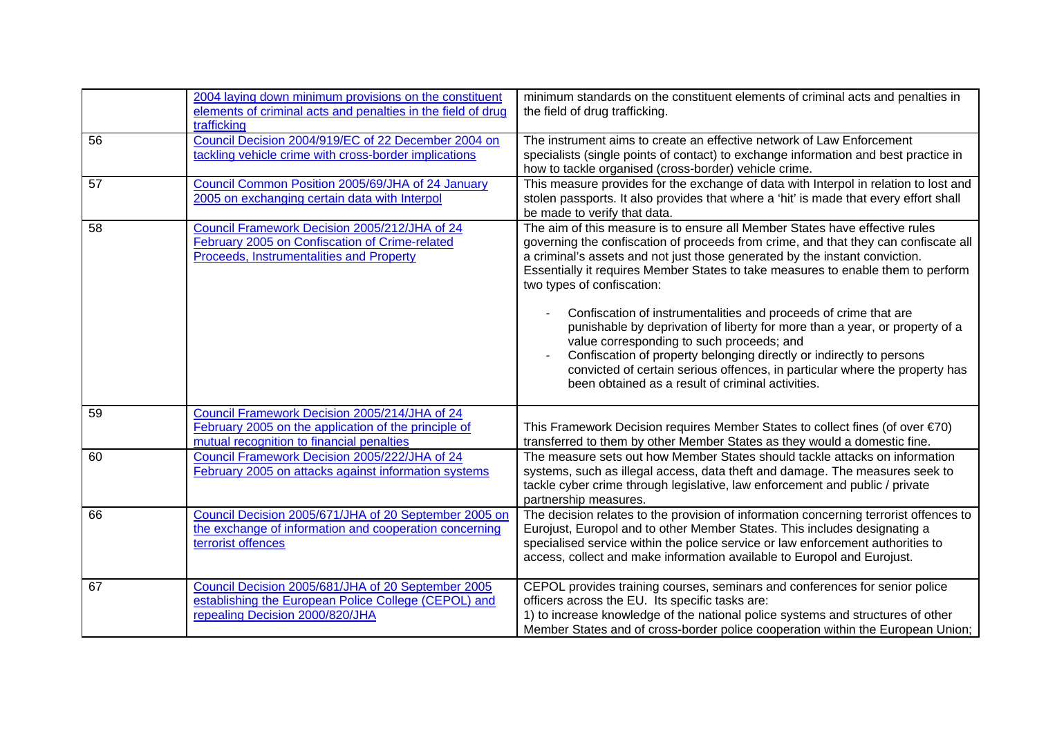| | | |
|---|---|---|
| | 2004 laying down minimum provisions on the constituent elements of criminal acts and penalties in the field of drug trafficking | minimum standards on the constituent elements of criminal acts and penalties in the field of drug trafficking. |
| 56 | Council Decision 2004/919/EC of 22 December 2004 on tackling vehicle crime with cross-border implications | The instrument aims to create an effective network of Law Enforcement specialists (single points of contact) to exchange information and best practice in how to tackle organised (cross-border) vehicle crime. |
| 57 | Council Common Position 2005/69/JHA of 24 January 2005 on exchanging certain data with Interpol | This measure provides for the exchange of data with Interpol in relation to lost and stolen passports. It also provides that where a 'hit' is made that every effort shall be made to verify that data. |
| 58 | Council Framework Decision 2005/212/JHA of 24 February 2005 on Confiscation of Crime-related Proceeds, Instrumentalities and Property | The aim of this measure is to ensure all Member States have effective rules governing the confiscation of proceeds from crime, and that they can confiscate all a criminal's assets and not just those generated by the instant conviction. Essentially it requires Member States to take measures to enable them to perform two types of confiscation:<br><br>- Confiscation of instrumentalities and proceeds of crime that are punishable by deprivation of liberty for more than a year, or property of a value corresponding to such proceeds; and<br>- Confiscation of property belonging directly or indirectly to persons convicted of certain serious offences, in particular where the property has been obtained as a result of criminal activities. |
| 59 | Council Framework Decision 2005/214/JHA of 24 February 2005 on the application of the principle of mutual recognition to financial penalties | This Framework Decision requires Member States to collect fines (of over €70) transferred to them by other Member States as they would a domestic fine. |
| 60 | Council Framework Decision 2005/222/JHA of 24 February 2005 on attacks against information systems | The measure sets out how Member States should tackle attacks on information systems, such as illegal access, data theft and damage. The measures seek to tackle cyber crime through legislative, law enforcement and public / private partnership measures. |
| 66 | Council Decision 2005/671/JHA of 20 September 2005 on the exchange of information and cooperation concerning terrorist offences | The decision relates to the provision of information concerning terrorist offences to Eurojust, Europol and to other Member States. This includes designating a specialised service within the police service or law enforcement authorities to access, collect and make information available to Europol and Eurojust. |
| 67 | Council Decision 2005/681/JHA of 20 September 2005 establishing the European Police College (CEPOL) and repealing Decision 2000/820/JHA | CEPOL provides training courses, seminars and conferences for senior police officers across the EU. Its specific tasks are:<br>1) to increase knowledge of the national police systems and structures of other Member States and of cross-border police cooperation within the European Union; |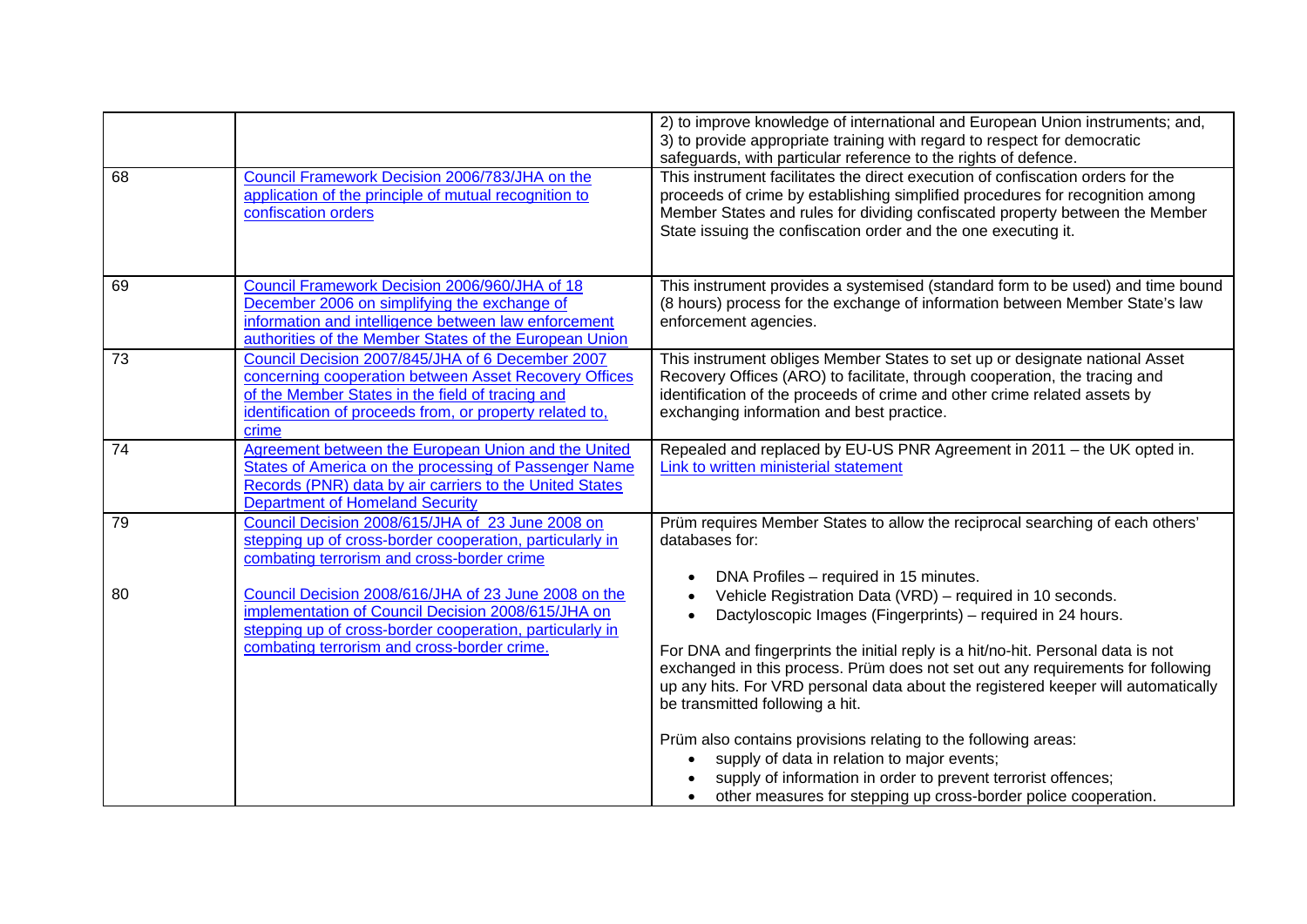| | | |
|---|---|---|
| | | 2) to improve knowledge of international and European Union instruments; and, 3) to provide appropriate training with regard to respect for democratic safeguards, with particular reference to the rights of defence. |
| 68 | Council Framework Decision 2006/783/JHA on the application of the principle of mutual recognition to confiscation orders | This instrument facilitates the direct execution of confiscation orders for the proceeds of crime by establishing simplified procedures for recognition among Member States and rules for dividing confiscated property between the Member State issuing the confiscation order and the one executing it. |
| 69 | Council Framework Decision 2006/960/JHA of 18 December 2006 on simplifying the exchange of information and intelligence between law enforcement authorities of the Member States of the European Union | This instrument provides a systemised (standard form to be used) and time bound (8 hours) process for the exchange of information between Member State's law enforcement agencies. |
| 73 | Council Decision 2007/845/JHA of 6 December 2007 concerning cooperation between Asset Recovery Offices of the Member States in the field of tracing and identification of proceeds from, or property related to, crime | This instrument obliges Member States to set up or designate national Asset Recovery Offices (ARO) to facilitate, through cooperation, the tracing and identification of the proceeds of crime and other crime related assets by exchanging information and best practice. |
| 74 | Agreement between the European Union and the United States of America on the processing of Passenger Name Records (PNR) data by air carriers to the United States Department of Homeland Security | Repealed and replaced by EU-US PNR Agreement in 2011 – the UK opted in. Link to written ministerial statement |
| 79<br><br>80 | Council Decision 2008/615/JHA of 23 June 2008 on stepping up of cross-border cooperation, particularly in combating terrorism and cross-border crime<br><br>Council Decision 2008/616/JHA of 23 June 2008 on the implementation of Council Decision 2008/615/JHA on stepping up of cross-border cooperation, particularly in combating terrorism and cross-border crime. | Prüm requires Member States to allow the reciprocal searching of each others' databases for:<br>• DNA Profiles – required in 15 minutes.<br>• Vehicle Registration Data (VRD) – required in 10 seconds.<br>• Dactyloscopic Images (Fingerprints) – required in 24 hours.<br><br>For DNA and fingerprints the initial reply is a hit/no-hit. Personal data is not exchanged in this process. Prüm does not set out any requirements for following up any hits. For VRD personal data about the registered keeper will automatically be transmitted following a hit.<br><br>Prüm also contains provisions relating to the following areas:<br>• supply of data in relation to major events;<br>• supply of information in order to prevent terrorist offences;<br>• other measures for stepping up cross-border police cooperation. |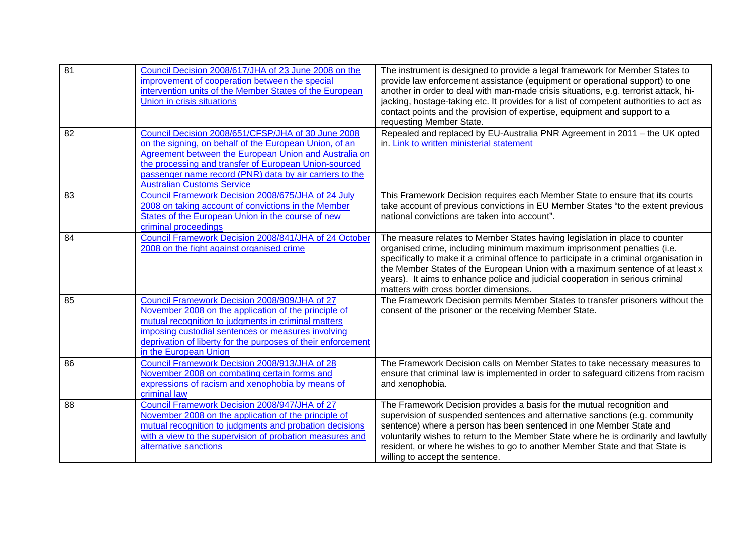| | | |
|---|---|---|
| 81 | Council Decision 2008/617/JHA of 23 June 2008 on the improvement of cooperation between the special intervention units of the Member States of the European Union in crisis situations | The instrument is designed to provide a legal framework for Member States to provide law enforcement assistance (equipment or operational support) to one another in order to deal with man-made crisis situations, e.g. terrorist attack, hi-jacking, hostage-taking etc. It provides for a list of competent authorities to act as contact points and the provision of expertise, equipment and support to a requesting Member State. |
| 82 | Council Decision 2008/651/CFSP/JHA of 30 June 2008 on the signing, on behalf of the European Union, of an Agreement between the European Union and Australia on the processing and transfer of European Union-sourced passenger name record (PNR) data by air carriers to the Australian Customs Service | Repealed and replaced by EU-Australia PNR Agreement in 2011 – the UK opted in. Link to written ministerial statement |
| 83 | Council Framework Decision 2008/675/JHA of 24 July 2008 on taking account of convictions in the Member States of the European Union in the course of new criminal proceedings | This Framework Decision requires each Member State to ensure that its courts take account of previous convictions in EU Member States "to the extent previous national convictions are taken into account". |
| 84 | Council Framework Decision 2008/841/JHA of 24 October 2008 on the fight against organised crime | The measure relates to Member States having legislation in place to counter organised crime, including minimum maximum imprisonment penalties (i.e. specifically to make it a criminal offence to participate in a criminal organisation in the Member States of the European Union with a maximum sentence of at least x years). It aims to enhance police and judicial cooperation in serious criminal matters with cross border dimensions. |
| 85 | Council Framework Decision 2008/909/JHA of 27 November 2008 on the application of the principle of mutual recognition to judgments in criminal matters imposing custodial sentences or measures involving deprivation of liberty for the purposes of their enforcement in the European Union | The Framework Decision permits Member States to transfer prisoners without the consent of the prisoner or the receiving Member State. |
| 86 | Council Framework Decision 2008/913/JHA of 28 November 2008 on combating certain forms and expressions of racism and xenophobia by means of criminal law | The Framework Decision calls on Member States to take necessary measures to ensure that criminal law is implemented in order to safeguard citizens from racism and xenophobia. |
| 88 | Council Framework Decision 2008/947/JHA of 27 November 2008 on the application of the principle of mutual recognition to judgments and probation decisions with a view to the supervision of probation measures and alternative sanctions | The Framework Decision provides a basis for the mutual recognition and supervision of suspended sentences and alternative sanctions (e.g. community sentence) where a person has been sentenced in one Member State and voluntarily wishes to return to the Member State where he is ordinarily and lawfully resident, or where he wishes to go to another Member State and that State is willing to accept the sentence. |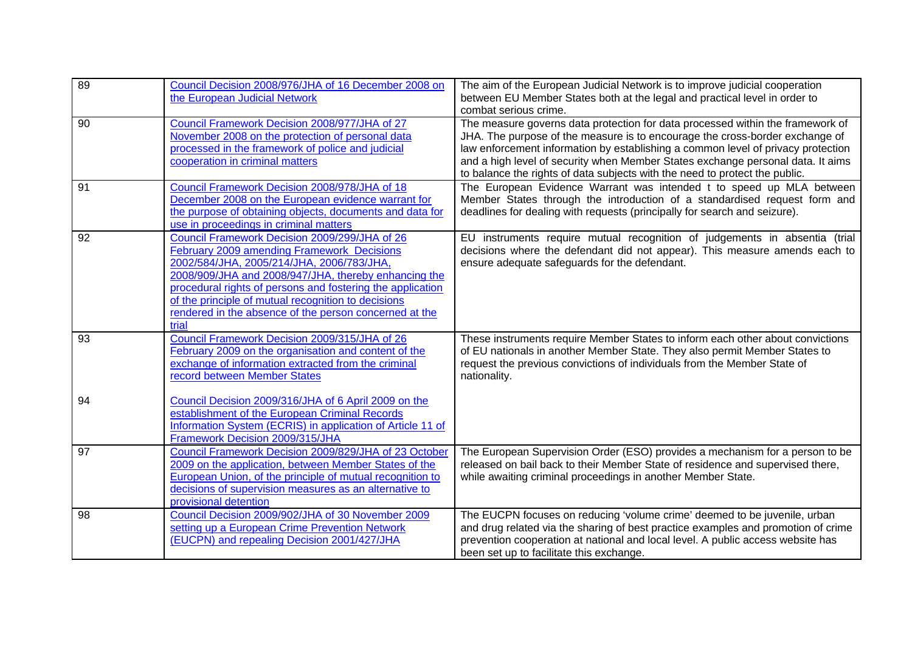| | | |
|---|---|---|
| 89 | Council Decision 2008/976/JHA of 16 December 2008 on the European Judicial Network | The aim of the European Judicial Network is to improve judicial cooperation between EU Member States both at the legal and practical level in order to combat serious crime. |
| 90 | Council Framework Decision 2008/977/JHA of 27 November 2008 on the protection of personal data processed in the framework of police and judicial cooperation in criminal matters | The measure governs data protection for data processed within the framework of JHA. The purpose of the measure is to encourage the cross-border exchange of law enforcement information by establishing a common level of privacy protection and a high level of security when Member States exchange personal data. It aims to balance the rights of data subjects with the need to protect the public. |
| 91 | Council Framework Decision 2008/978/JHA of 18 December 2008 on the European evidence warrant for the purpose of obtaining objects, documents and data for use in proceedings in criminal matters | The European Evidence Warrant was intended t to speed up MLA between Member States through the introduction of a standardised request form and deadlines for dealing with requests (principally for search and seizure). |
| 92 | Council Framework Decision 2009/299/JHA of 26 February 2009 amending Framework Decisions 2002/584/JHA, 2005/214/JHA, 2006/783/JHA, 2008/909/JHA and 2008/947/JHA, thereby enhancing the procedural rights of persons and fostering the application of the principle of mutual recognition to decisions rendered in the absence of the person concerned at the trial | EU instruments require mutual recognition of judgements in absentia (trial decisions where the defendant did not appear). This measure amends each to ensure adequate safeguards for the defendant. |
| 93 | Council Framework Decision 2009/315/JHA of 26 February 2009 on the organisation and content of the exchange of information extracted from the criminal record between Member States | These instruments require Member States to inform each other about convictions of EU nationals in another Member State. They also permit Member States to request the previous convictions of individuals from the Member State of nationality. |
| 94 | Council Decision 2009/316/JHA of 6 April 2009 on the establishment of the European Criminal Records Information System (ECRIS) in application of Article 11 of Framework Decision 2009/315/JHA | |
| 97 | Council Framework Decision 2009/829/JHA of 23 October 2009 on the application, between Member States of the European Union, of the principle of mutual recognition to decisions of supervision measures as an alternative to provisional detention | The European Supervision Order (ESO) provides a mechanism for a person to be released on bail back to their Member State of residence and supervised there, while awaiting criminal proceedings in another Member State. |
| 98 | Council Decision 2009/902/JHA of 30 November 2009 setting up a European Crime Prevention Network (EUCPN) and repealing Decision 2001/427/JHA | The EUCPN focuses on reducing 'volume crime' deemed to be juvenile, urban and drug related via the sharing of best practice examples and promotion of crime prevention cooperation at national and local level. A public access website has been set up to facilitate this exchange. |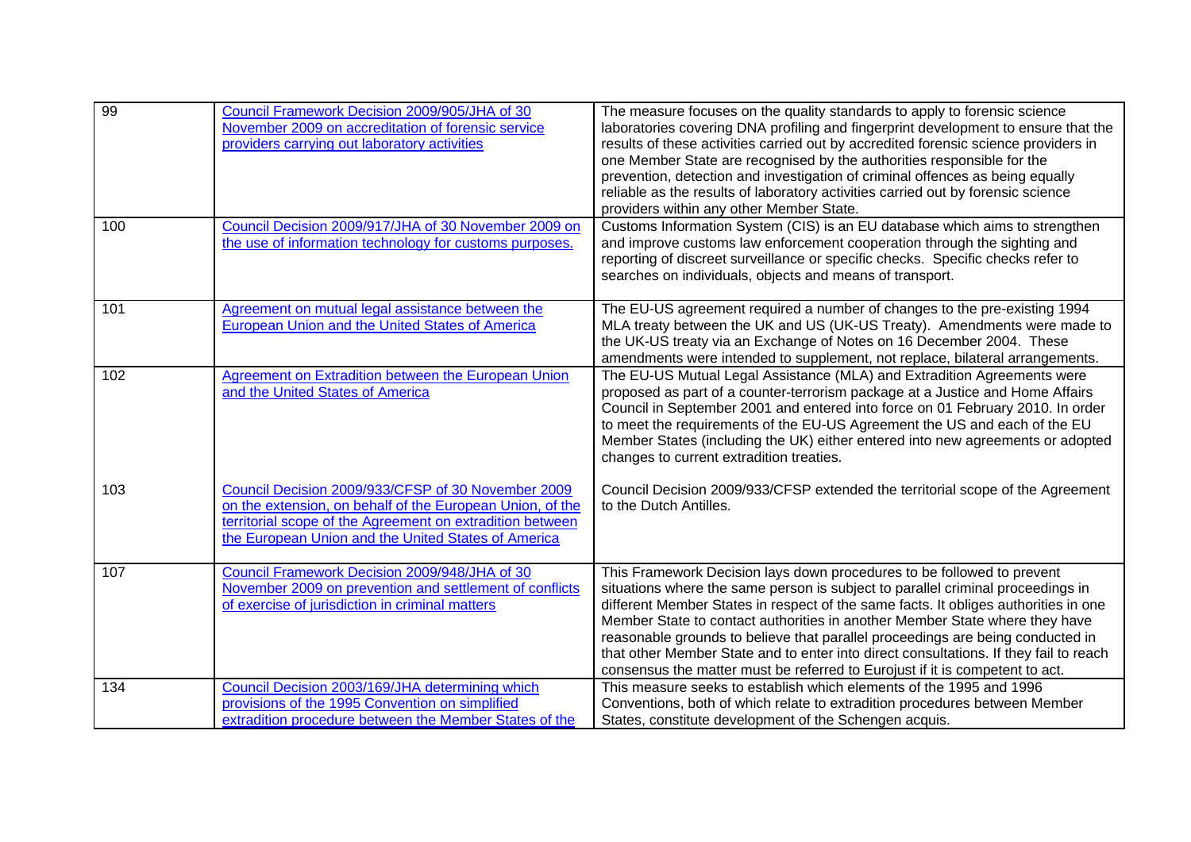| | | |
|---|---|---|
| 99 | [Council Framework Decision 2009/905/JHA of 30 November 2009 on accreditation of forensic service providers carrying out laboratory activities]() | The measure focuses on the quality standards to apply to forensic science laboratories covering DNA profiling and fingerprint development to ensure that the results of these activities carried out by accredited forensic science providers in one Member State are recognised by the authorities responsible for the prevention, detection and investigation of criminal offences as being equally reliable as the results of laboratory activities carried out by forensic science providers within any other Member State. |
| 100 | [Council Decision 2009/917/JHA of 30 November 2009 on the use of information technology for customs purposes.]() | Customs Information System (CIS) is an EU database which aims to strengthen and improve customs law enforcement cooperation through the sighting and reporting of discreet surveillance or specific checks. Specific checks refer to searches on individuals, objects and means of transport. |
| 101 | [Agreement on mutual legal assistance between the European Union and the United States of America]() | The EU-US agreement required a number of changes to the pre-existing 1994 MLA treaty between the UK and US (UK-US Treaty). Amendments were made to the UK-US treaty via an Exchange of Notes on 16 December 2004. These amendments were intended to supplement, not replace, bilateral arrangements. |
| 102 | [Agreement on Extradition between the European Union and the United States of America]() | The EU-US Mutual Legal Assistance (MLA) and Extradition Agreements were proposed as part of a counter-terrorism package at a Justice and Home Affairs Council in September 2001 and entered into force on 01 February 2010. In order to meet the requirements of the EU-US Agreement the US and each of the EU Member States (including the UK) either entered into new agreements or adopted changes to current extradition treaties. |
| 103 | [Council Decision 2009/933/CFSP of 30 November 2009 on the extension, on behalf of the European Union, of the territorial scope of the Agreement on extradition between the European Union and the United States of America]() | Council Decision 2009/933/CFSP extended the territorial scope of the Agreement to the Dutch Antilles. |
| 107 | [Council Framework Decision 2009/948/JHA of 30 November 2009 on prevention and settlement of conflicts of exercise of jurisdiction in criminal matters]() | This Framework Decision lays down procedures to be followed to prevent situations where the same person is subject to parallel criminal proceedings in different Member States in respect of the same facts. It obliges authorities in one Member State to contact authorities in another Member State where they have reasonable grounds to believe that parallel proceedings are being conducted in that other Member State and to enter into direct consultations. If they fail to reach consensus the matter must be referred to Eurojust if it is competent to act. |
| 134 | [Council Decision 2003/169/JHA determining which provisions of the 1995 Convention on simplified extradition procedure between the Member States of the]() | This measure seeks to establish which elements of the 1995 and 1996 Conventions, both of which relate to extradition procedures between Member States, constitute development of the Schengen acquis. |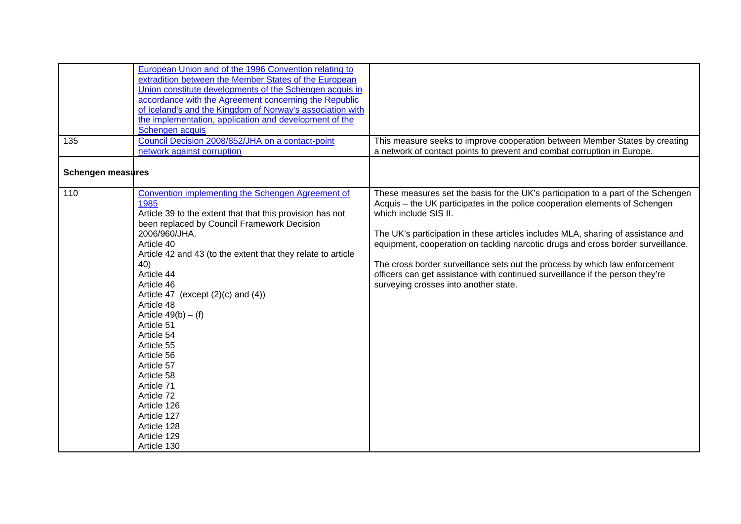| | | |
|---|---|---|
| | European Union and of the 1996 Convention relating to extradition between the Member States of the European Union constitute developments of the Schengen acquis in accordance with the Agreement concerning the Republic of Iceland's and the Kingdom of Norway's association with the implementation, application and development of the Schengen acquis | |
| 135 | Council Decision 2008/852/JHA on a contact-point network against corruption | This measure seeks to improve cooperation between Member States by creating a network of contact points to prevent and combat corruption in Europe. |
| **Schengen measures** | | |
| 110 | Convention implementing the Schengen Agreement of 1985<br>Article 39 to the extent that that this provision has not been replaced by Council Framework Decision 2006/960/JHA.<br>Article 40<br>Article 42 and 43 (to the extent that they relate to article 40)<br>Article 44<br>Article 46<br>Article 47 (except (2)(c) and (4))<br>Article 48<br>Article 49(b) – (f)<br>Article 51<br>Article 54<br>Article 55<br>Article 56<br>Article 57<br>Article 58<br>Article 71<br>Article 72<br>Article 126<br>Article 127<br>Article 128<br>Article 129<br>Article 130 | These measures set the basis for the UK's participation to a part of the Schengen Acquis – the UK participates in the police cooperation elements of Schengen which include SIS II.<br><br>The UK's participation in these articles includes MLA, sharing of assistance and equipment, cooperation on tackling narcotic drugs and cross border surveillance.<br><br>The cross border surveillance sets out the process by which law enforcement officers can get assistance with continued surveillance if the person they're surveying crosses into another state. |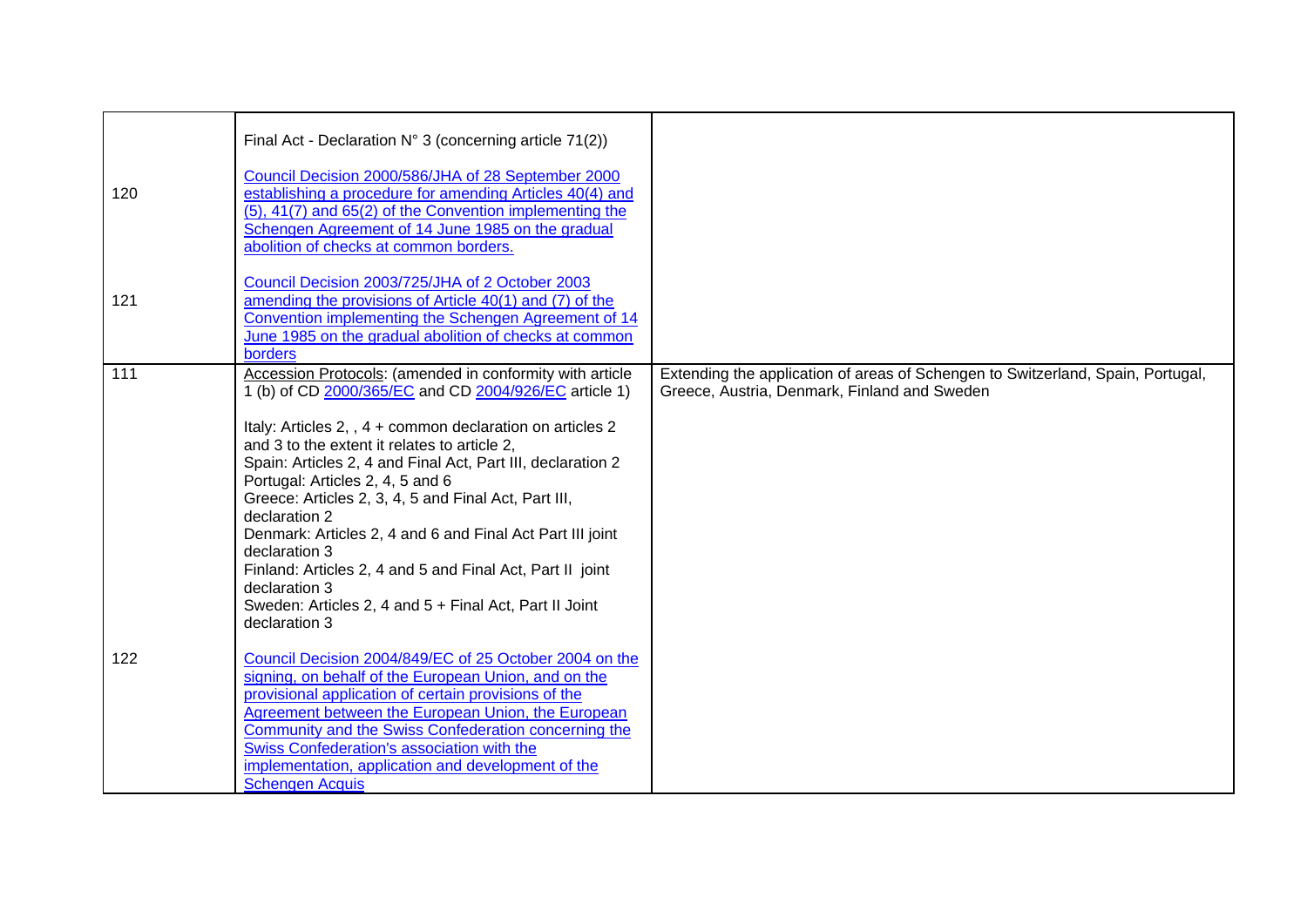|  |  |  |
|---|---|---|
| 120<br><br>121 | Final Act - Declaration N° 3 (concerning article 71(2))<br><br>Council Decision 2000/586/JHA of 28 September 2000 establishing a procedure for amending Articles 40(4) and (5), 41(7) and 65(2) of the Convention implementing the Schengen Agreement of 14 June 1985 on the gradual abolition of checks at common borders.<br><br>Council Decision 2003/725/JHA of 2 October 2003 amending the provisions of Article 40(1) and (7) of the Convention implementing the Schengen Agreement of 14 June 1985 on the gradual abolition of checks at common borders |  |
| 111<br><br>122 | Accession Protocols: (amended in conformity with article 1 (b) of CD 2000/365/EC and CD 2004/926/EC article 1)<br><br>Italy: Articles 2, , 4 + common declaration on articles 2 and 3 to the extent it relates to article 2,<br>Spain: Articles 2, 4 and Final Act, Part III, declaration 2<br>Portugal: Articles 2, 4, 5 and 6<br>Greece: Articles 2, 3, 4, 5 and Final Act, Part III, declaration 2<br>Denmark: Articles 2, 4 and 6 and Final Act Part III joint declaration 3<br>Finland: Articles 2, 4 and 5 and Final Act, Part II joint declaration 3<br>Sweden: Articles 2, 4 and 5 + Final Act, Part II Joint declaration 3<br><br>Council Decision 2004/849/EC of 25 October 2004 on the signing, on behalf of the European Union, and on the provisional application of certain provisions of the Agreement between the European Union, the European Community and the Swiss Confederation concerning the Swiss Confederation's association with the implementation, application and development of the Schengen Acquis | Extending the application of areas of Schengen to Switzerland, Spain, Portugal, Greece, Austria, Denmark, Finland and Sweden |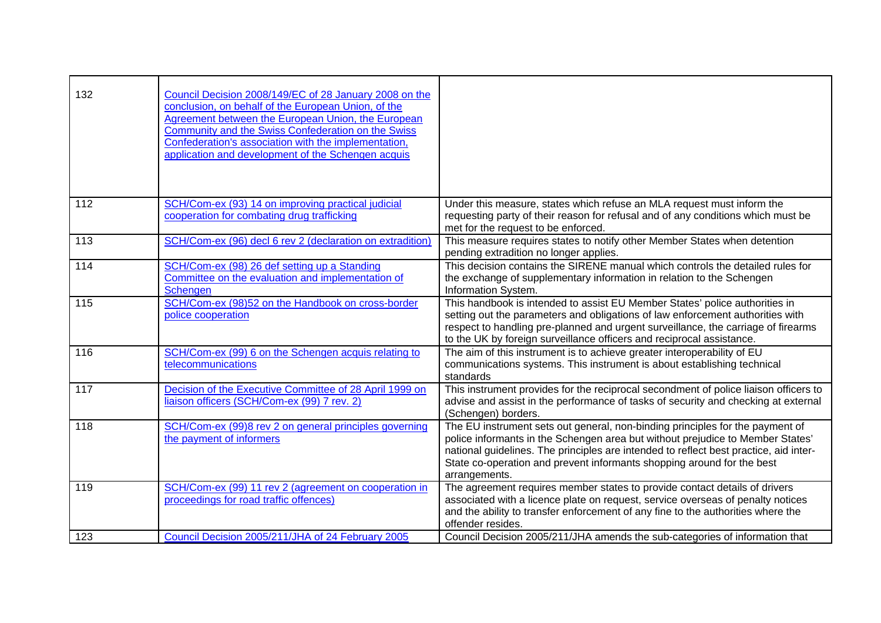| | | |
|---|---|---|
| 132 | Council Decision 2008/149/EC of 28 January 2008 on the conclusion, on behalf of the European Union, of the Agreement between the European Union, the European Community and the Swiss Confederation on the Swiss Confederation's association with the implementation, application and development of the Schengen acquis | |
| 112 | SCH/Com-ex (93) 14 on improving practical judicial cooperation for combating drug trafficking | Under this measure, states which refuse an MLA request must inform the requesting party of their reason for refusal and of any conditions which must be met for the request to be enforced. |
| 113 | SCH/Com-ex (96) decl 6 rev 2 (declaration on extradition) | This measure requires states to notify other Member States when detention pending extradition no longer applies. |
| 114 | SCH/Com-ex (98) 26 def setting up a Standing Committee on the evaluation and implementation of Schengen | This decision contains the SIRENE manual which controls the detailed rules for the exchange of supplementary information in relation to the Schengen Information System. |
| 115 | SCH/Com-ex (98)52 on the Handbook on cross-border police cooperation | This handbook is intended to assist EU Member States' police authorities in setting out the parameters and obligations of law enforcement authorities with respect to handling pre-planned and urgent surveillance, the carriage of firearms to the UK by foreign surveillance officers and reciprocal assistance. |
| 116 | SCH/Com-ex (99) 6 on the Schengen acquis relating to telecommunications | The aim of this instrument is to achieve greater interoperability of EU communications systems. This instrument is about establishing technical standards |
| 117 | Decision of the Executive Committee of 28 April 1999 on liaison officers (SCH/Com-ex (99) 7 rev. 2) | This instrument provides for the reciprocal secondment of police liaison officers to advise and assist in the performance of tasks of security and checking at external (Schengen) borders. |
| 118 | SCH/Com-ex (99)8 rev 2 on general principles governing the payment of informers | The EU instrument sets out general, non-binding principles for the payment of police informants in the Schengen area but without prejudice to Member States' national guidelines. The principles are intended to reflect best practice, aid inter-State co-operation and prevent informants shopping around for the best arrangements. |
| 119 | SCH/Com-ex (99) 11 rev 2 (agreement on cooperation in proceedings for road traffic offences) | The agreement requires member states to provide contact details of drivers associated with a licence plate on request, service overseas of penalty notices and the ability to transfer enforcement of any fine to the authorities where the offender resides. |
| 123 | Council Decision 2005/211/JHA of 24 February 2005 | Council Decision 2005/211/JHA amends the sub-categories of information that |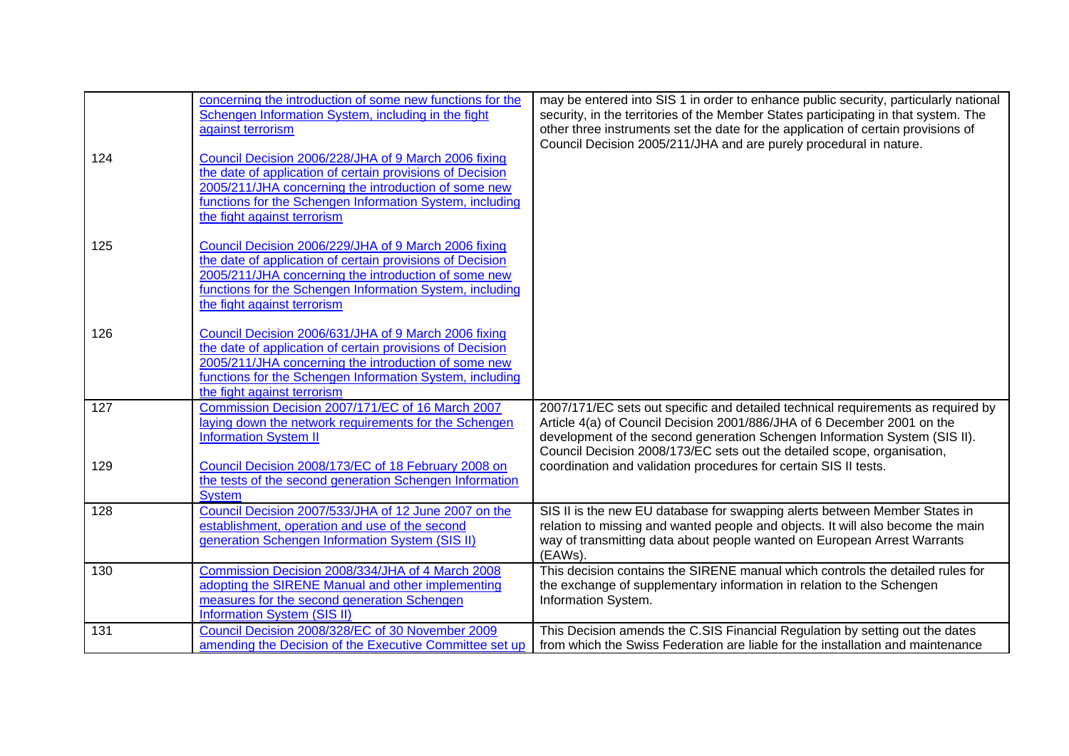| | | |
|---|---|---|
| | concerning the introduction of some new functions for the Schengen Information System, including in the fight against terrorism | may be entered into SIS 1 in order to enhance public security, particularly national security, in the territories of the Member States participating in that system. The other three instruments set the date for the application of certain provisions of Council Decision 2005/211/JHA and are purely procedural in nature. |
| 124 | Council Decision 2006/228/JHA of 9 March 2006 fixing the date of application of certain provisions of Decision 2005/211/JHA concerning the introduction of some new functions for the Schengen Information System, including the fight against terrorism | |
| 125 | Council Decision 2006/229/JHA of 9 March 2006 fixing the date of application of certain provisions of Decision 2005/211/JHA concerning the introduction of some new functions for the Schengen Information System, including the fight against terrorism | |
| 126 | Council Decision 2006/631/JHA of 9 March 2006 fixing the date of application of certain provisions of Decision 2005/211/JHA concerning the introduction of some new functions for the Schengen Information System, including the fight against terrorism | |
| 127 | Commission Decision 2007/171/EC of 16 March 2007 laying down the network requirements for the Schengen Information System II | 2007/171/EC sets out specific and detailed technical requirements as required by Article 4(a) of Council Decision 2001/886/JHA of 6 December 2001 on the development of the second generation Schengen Information System (SIS II). Council Decision 2008/173/EC sets out the detailed scope, organisation, coordination and validation procedures for certain SIS II tests. |
| 129 | Council Decision 2008/173/EC of 18 February 2008 on the tests of the second generation Schengen Information System | |
| 128 | Council Decision 2007/533/JHA of 12 June 2007 on the establishment, operation and use of the second generation Schengen Information System (SIS II) | SIS II is the new EU database for swapping alerts between Member States in relation to missing and wanted people and objects. It will also become the main way of transmitting data about people wanted on European Arrest Warrants (EAWs). |
| 130 | Commission Decision 2008/334/JHA of 4 March 2008 adopting the SIRENE Manual and other implementing measures for the second generation Schengen Information System (SIS II) | This decision contains the SIRENE manual which controls the detailed rules for the exchange of supplementary information in relation to the Schengen Information System. |
| 131 | Council Decision 2008/328/EC of 30 November 2009 amending the Decision of the Executive Committee set up | This Decision amends the C.SIS Financial Regulation by setting out the dates from which the Swiss Federation are liable for the installation and maintenance |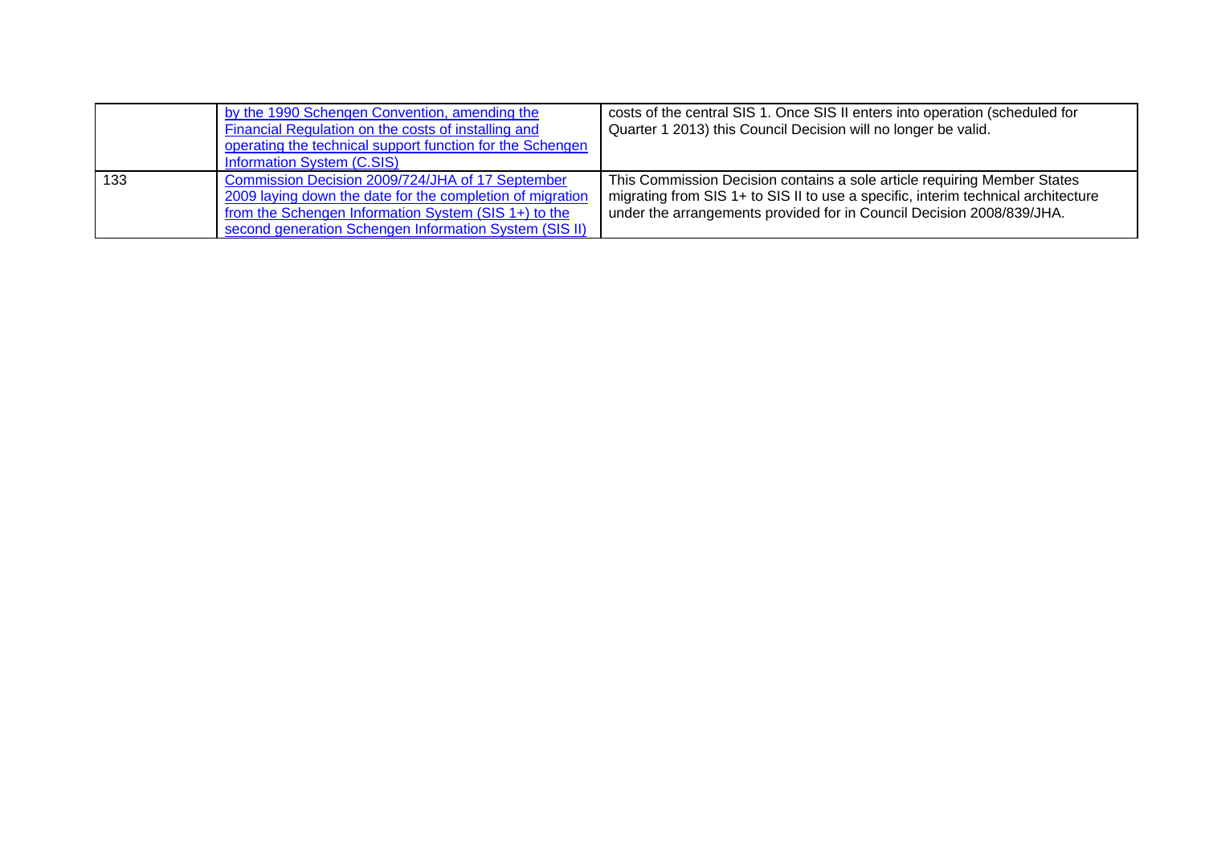| | | |
|---|---|---|
| | by the 1990 Schengen Convention, amending the Financial Regulation on the costs of installing and operating the technical support function for the Schengen Information System (C.SIS) | costs of the central SIS 1. Once SIS II enters into operation (scheduled for Quarter 1 2013) this Council Decision will no longer be valid. |
| 133 | Commission Decision 2009/724/JHA of 17 September 2009 laying down the date for the completion of migration from the Schengen Information System (SIS 1+) to the second generation Schengen Information System (SIS II) | This Commission Decision contains a sole article requiring Member States migrating from SIS 1+ to SIS II to use a specific, interim technical architecture under the arrangements provided for in Council Decision 2008/839/JHA. |